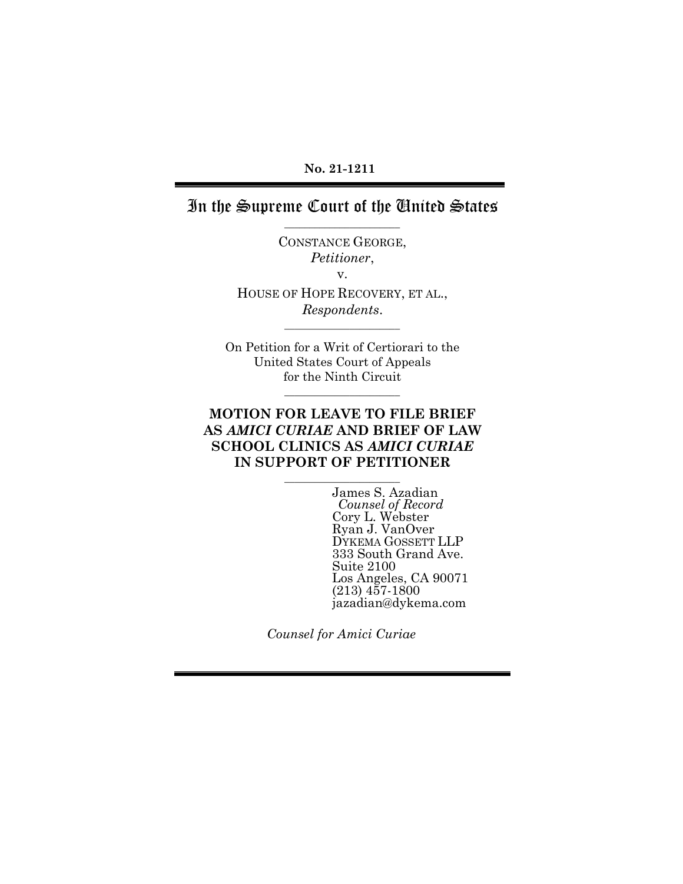**No. 21-1211**

# In the Supreme Court of the United States

---

CONSTANCE GEORGE,
*Petitioner*,

v.

HOUSE OF HOPE RECOVERY, ET AL.,
*Respondents*.

---

On Petition for a Writ of Certiorari to the
United States Court of Appeals
for the Ninth Circuit

---

## MOTION FOR LEAVE TO FILE BRIEF AS *AMICI CURIAE* AND BRIEF OF LAW SCHOOL CLINICS AS *AMICI CURIAE* IN SUPPORT OF PETITIONER

---

James S. Azadian
*Counsel of Record*
Cory L. Webster
Ryan J. VanOver
DYKEMA GOSSETT LLP
333 South Grand Ave.
Suite 2100
Los Angeles, CA 90071
(213) 457-1800
jazadian@dykema.com

*Counsel for Amici Curiae*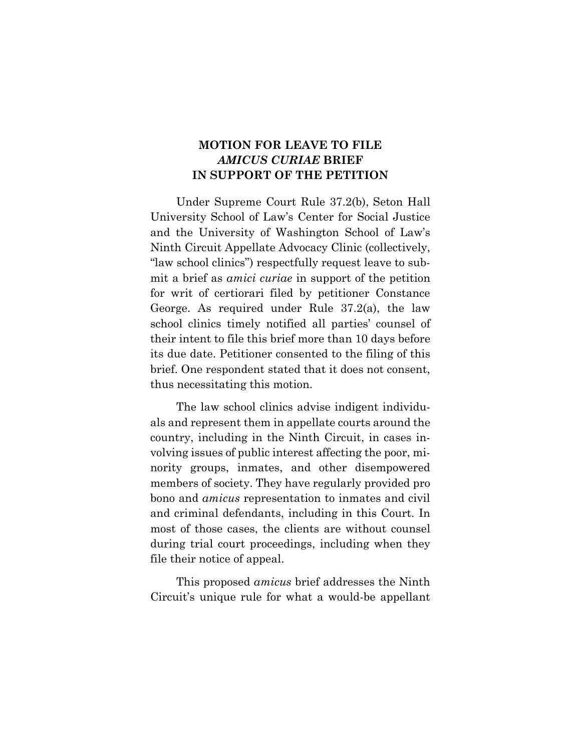# MOTION FOR LEAVE TO FILE *AMICUS CURIAE* BRIEF IN SUPPORT OF THE PETITION

Under Supreme Court Rule 37.2(b), Seton Hall University School of Law's Center for Social Justice and the University of Washington School of Law's Ninth Circuit Appellate Advocacy Clinic (collectively, "law school clinics") respectfully request leave to submit a brief as *amici curiae* in support of the petition for writ of certiorari filed by petitioner Constance George. As required under Rule 37.2(a), the law school clinics timely notified all parties' counsel of their intent to file this brief more than 10 days before its due date. Petitioner consented to the filing of this brief. One respondent stated that it does not consent, thus necessitating this motion.

The law school clinics advise indigent individuals and represent them in appellate courts around the country, including in the Ninth Circuit, in cases involving issues of public interest affecting the poor, minority groups, inmates, and other disempowered members of society. They have regularly provided pro bono and *amicus* representation to inmates and civil and criminal defendants, including in this Court. In most of those cases, the clients are without counsel during trial court proceedings, including when they file their notice of appeal.

This proposed *amicus* brief addresses the Ninth Circuit's unique rule for what a would-be appellant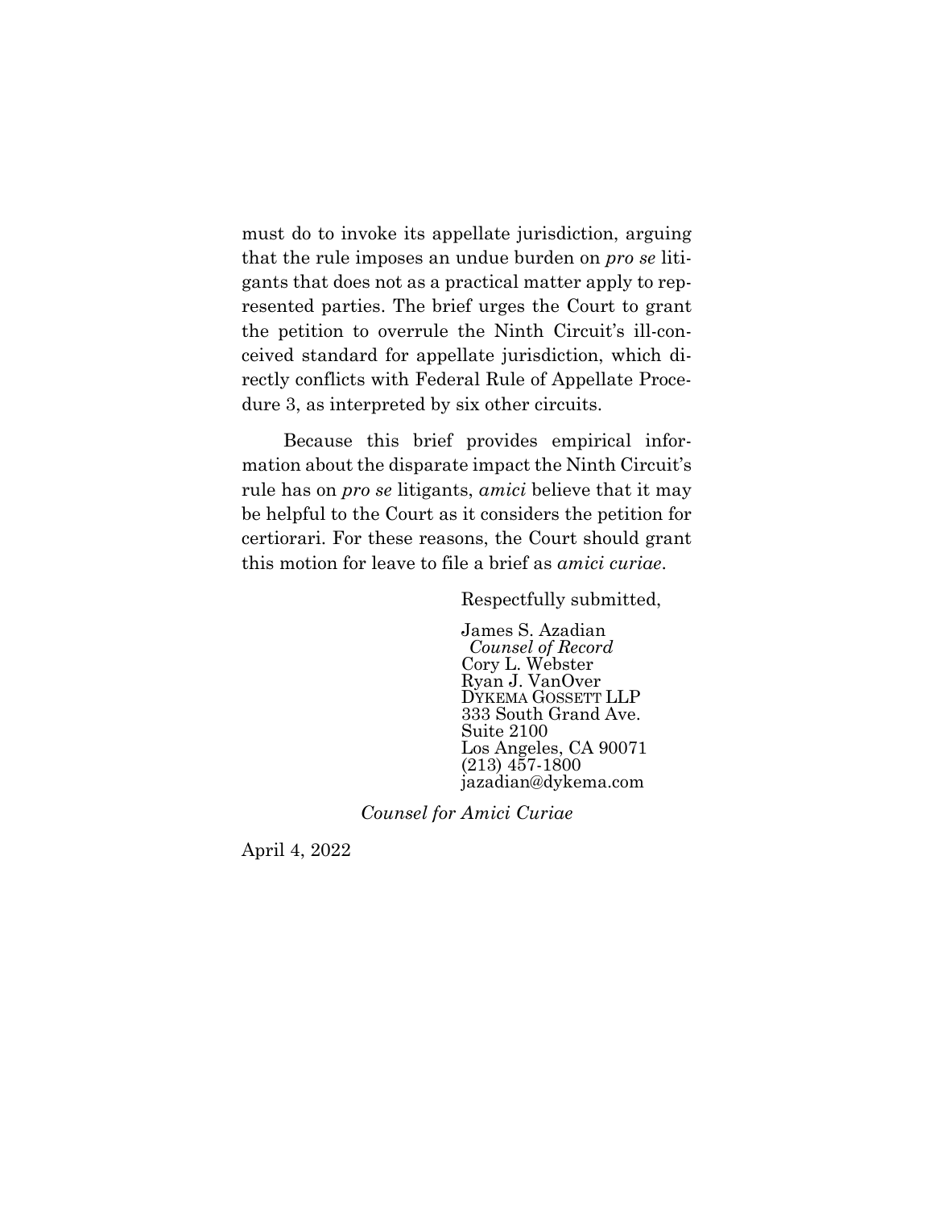must do to invoke its appellate jurisdiction, arguing that the rule imposes an undue burden on *pro se* litigants that does not as a practical matter apply to represented parties. The brief urges the Court to grant the petition to overrule the Ninth Circuit's ill-conceived standard for appellate jurisdiction, which directly conflicts with Federal Rule of Appellate Procedure 3, as interpreted by six other circuits.

Because this brief provides empirical information about the disparate impact the Ninth Circuit's rule has on *pro se* litigants, *amici* believe that it may be helpful to the Court as it considers the petition for certiorari. For these reasons, the Court should grant this motion for leave to file a brief as *amici curiae*.

Respectfully submitted,

James S. Azadian
*Counsel of Record*
Cory L. Webster
Ryan J. VanOver
DYKEMA GOSSETT LLP
333 South Grand Ave.
Suite 2100
Los Angeles, CA 90071
(213) 457-1800
jazadian@dykema.com

*Counsel for Amici Curiae*

April 4, 2022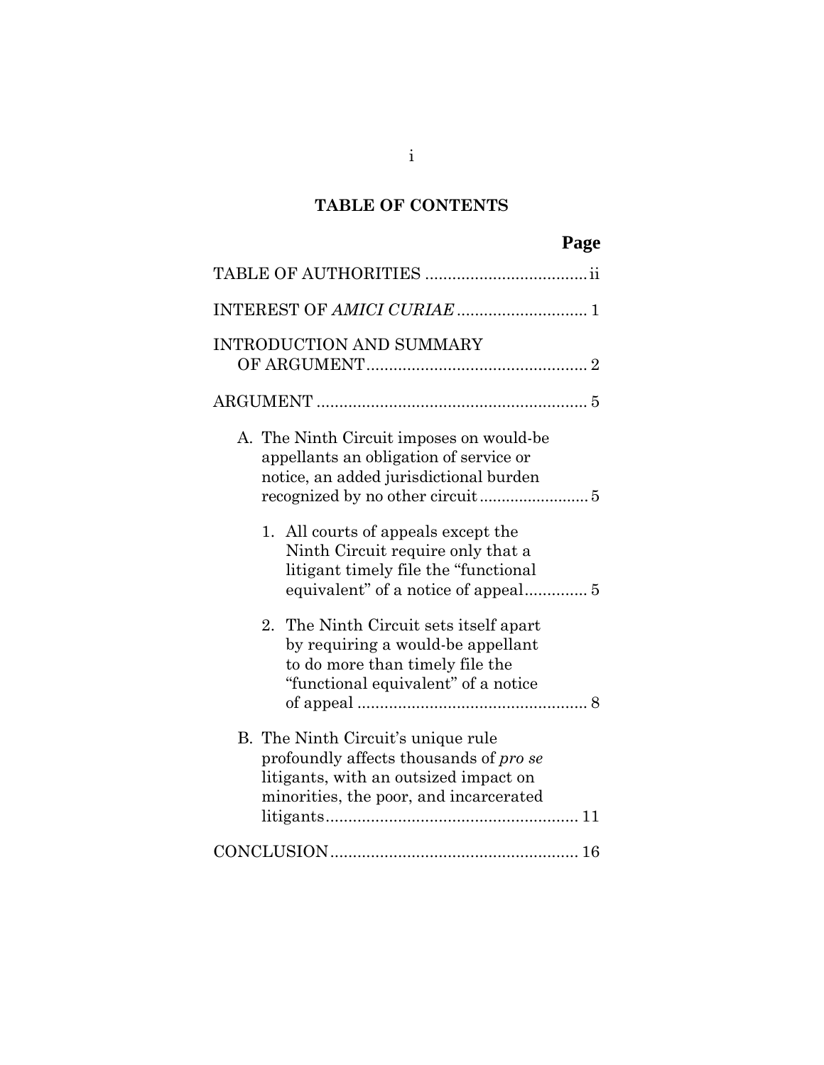## TABLE OF CONTENTS

| | Page |
|---|---|
| TABLE OF AUTHORITIES | ii |
| INTEREST OF *AMICI CURIAE* | 1 |
| INTRODUCTION AND SUMMARY OF ARGUMENT | 2 |
| ARGUMENT | 5 |
| A. The Ninth Circuit imposes on would-be appellants an obligation of service or notice, an added jurisdictional burden recognized by no other circuit | 5 |
| 1. All courts of appeals except the Ninth Circuit require only that a litigant timely file the "functional equivalent" of a notice of appeal | 5 |
| 2. The Ninth Circuit sets itself apart by requiring a would-be appellant to do more than timely file the "functional equivalent" of a notice of appeal | 8 |
| B. The Ninth Circuit's unique rule profoundly affects thousands of *pro se* litigants, with an outsized impact on minorities, the poor, and incarcerated litigants | 11 |
| CONCLUSION | 16 |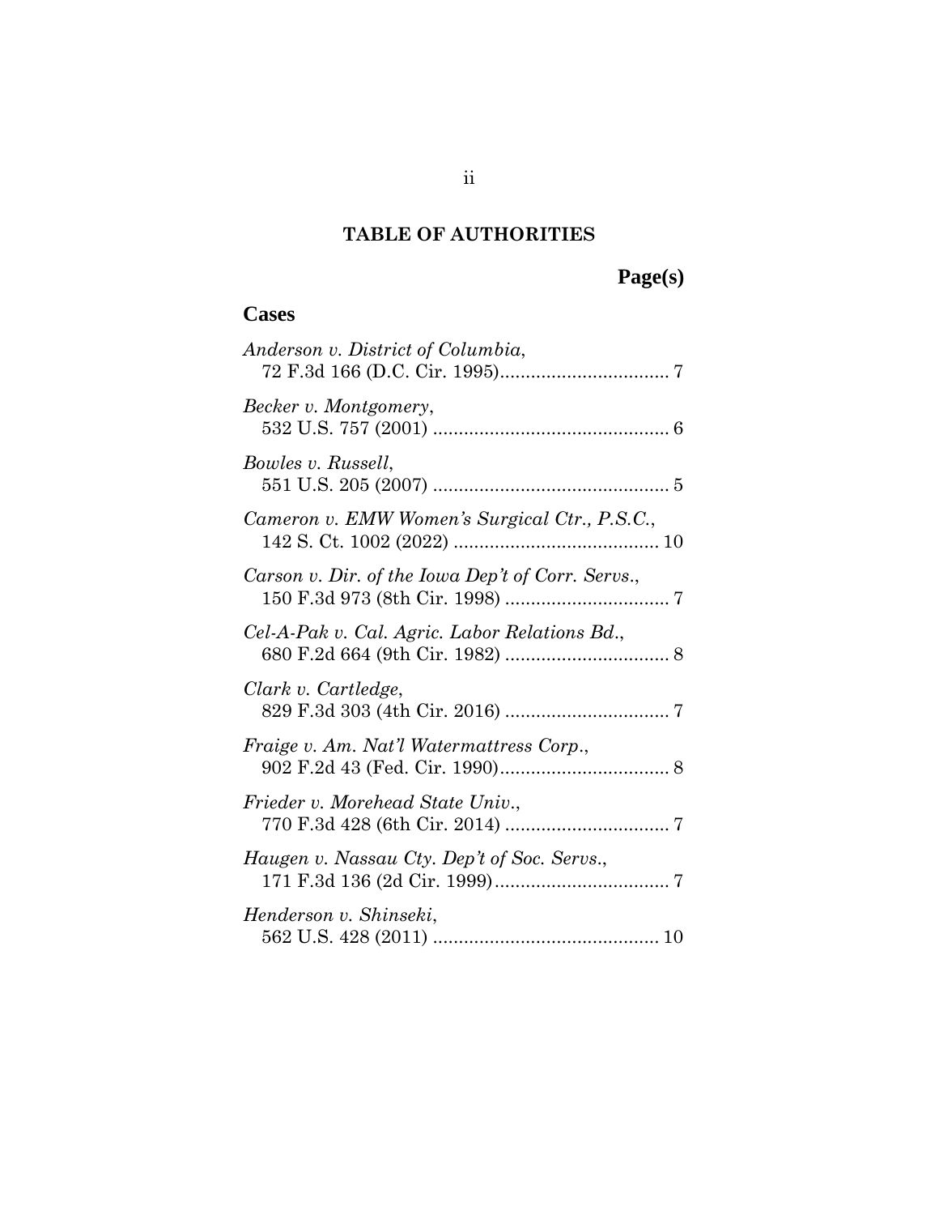## TABLE OF AUTHORITIES

**Page(s)**

### Cases

*Anderson v. District of Columbia*,
72 F.3d 166 (D.C. Cir. 1995)................................ 7

*Becker v. Montgomery*,
532 U.S. 757 (2001) ............................................. 6

*Bowles v. Russell*,
551 U.S. 205 (2007) ............................................. 5

*Cameron v. EMW Women's Surgical Ctr., P.S.C.*,
142 S. Ct. 1002 (2022) ........................................ 10

*Carson v. Dir. of the Iowa Dep't of Corr. Servs.*,
150 F.3d 973 (8th Cir. 1998) ............................... 7

*Cel-A-Pak v. Cal. Agric. Labor Relations Bd.*,
680 F.2d 664 (9th Cir. 1982) ............................... 8

*Clark v. Cartledge*,
829 F.3d 303 (4th Cir. 2016) ............................... 7

*Fraige v. Am. Nat'l Watermattress Corp.*,
902 F.2d 43 (Fed. Cir. 1990)................................ 8

*Frieder v. Morehead State Univ.*,
770 F.3d 428 (6th Cir. 2014) ............................... 7

*Haugen v. Nassau Cty. Dep't of Soc. Servs.*,
171 F.3d 136 (2d Cir. 1999)................................. 7

*Henderson v. Shinseki*,
562 U.S. 428 (2011) ........................................... 10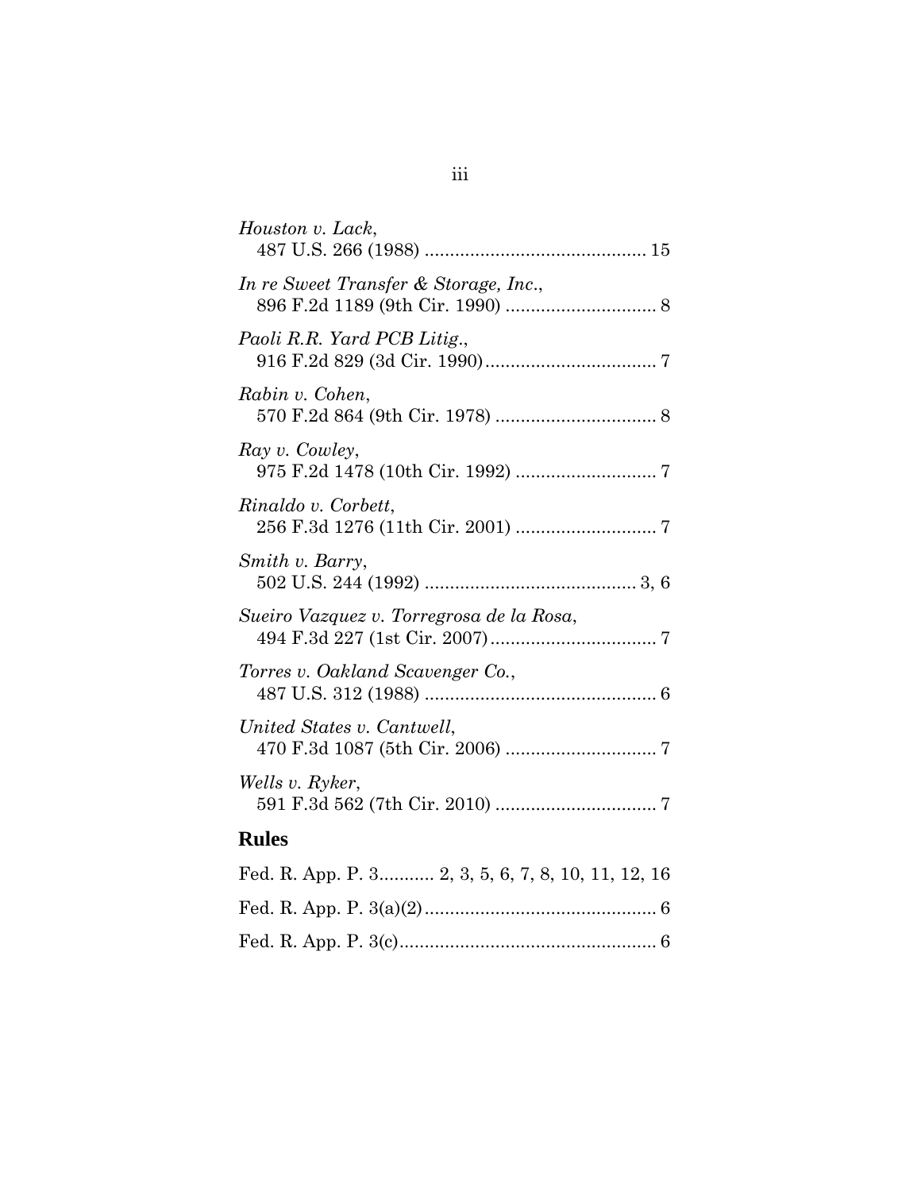*Houston v. Lack*,
487 U.S. 266 (1988) ........................................... 15

*In re Sweet Transfer & Storage, Inc.*,
896 F.2d 1189 (9th Cir. 1990) ............................. 8

*Paoli R.R. Yard PCB Litig.*,
916 F.2d 829 (3d Cir. 1990).................................. 7

*Rabin v. Cohen*,
570 F.2d 864 (9th Cir. 1978) ................................ 8

*Ray v. Cowley*,
975 F.2d 1478 (10th Cir. 1992) ............................ 7

*Rinaldo v. Corbett*,
256 F.3d 1276 (11th Cir. 2001) ............................ 7

*Smith v. Barry*,
502 U.S. 244 (1992) ......................................... 3, 6

*Sueiro Vazquez v. Torregrosa de la Rosa*,
494 F.3d 227 (1st Cir. 2007)................................. 7

*Torres v. Oakland Scavenger Co.*,
487 U.S. 312 (1988) ............................................. 6

*United States v. Cantwell*,
470 F.3d 1087 (5th Cir. 2006) .............................. 7

*Wells v. Ryker*,
591 F.3d 562 (7th Cir. 2010) ................................ 7

## Rules

Fed. R. App. P. 3........... 2, 3, 5, 6, 7, 8, 10, 11, 12, 16

Fed. R. App. P. 3(a)(2).............................................. 6

Fed. R. App. P. 3(c)................................................... 6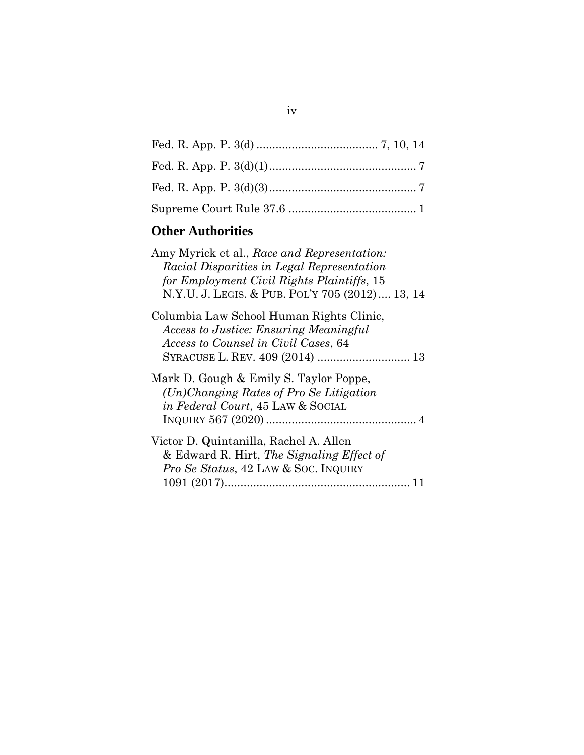Fed. R. App. P. 3(d) ...................................... 7, 10, 14

Fed. R. App. P. 3(d)(1) .............................................. 7

Fed. R. App. P. 3(d)(3) .............................................. 7

Supreme Court Rule 37.6 ........................................ 1

## Other Authorities

Amy Myrick et al., *Race and Representation: Racial Disparities in Legal Representation for Employment Civil Rights Plaintiffs*, 15 N.Y.U. J. LEGIS. & PUB. POL'Y 705 (2012) .... 13, 14

Columbia Law School Human Rights Clinic, *Access to Justice: Ensuring Meaningful Access to Counsel in Civil Cases*, 64 SYRACUSE L. REV. 409 (2014) ............................. 13

Mark D. Gough & Emily S. Taylor Poppe, *(Un)Changing Rates of Pro Se Litigation in Federal Court*, 45 LAW & SOCIAL INQUIRY 567 (2020) ............................................... 4

Victor D. Quintanilla, Rachel A. Allen & Edward R. Hirt, *The Signaling Effect of Pro Se Status*, 42 LAW & SOC. INQUIRY 1091 (2017) .......................................................... 11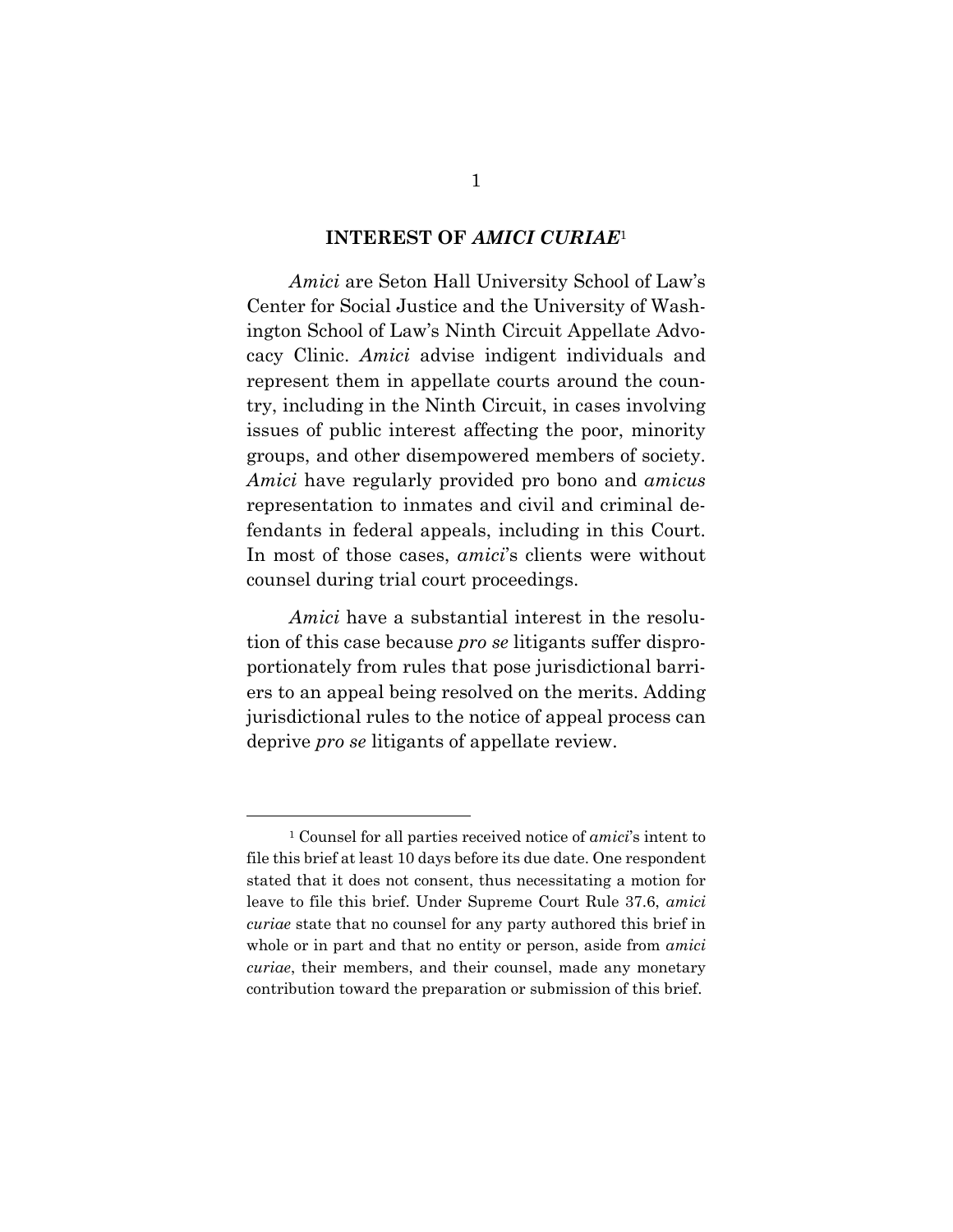## INTEREST OF *AMICI CURIAE*[1]

*Amici* are Seton Hall University School of Law's Center for Social Justice and the University of Washington School of Law's Ninth Circuit Appellate Advocacy Clinic. *Amici* advise indigent individuals and represent them in appellate courts around the country, including in the Ninth Circuit, in cases involving issues of public interest affecting the poor, minority groups, and other disempowered members of society. *Amici* have regularly provided pro bono and *amicus* representation to inmates and civil and criminal defendants in federal appeals, including in this Court. In most of those cases, *amici*'s clients were without counsel during trial court proceedings.

*Amici* have a substantial interest in the resolution of this case because *pro se* litigants suffer disproportionately from rules that pose jurisdictional barriers to an appeal being resolved on the merits. Adding jurisdictional rules to the notice of appeal process can deprive *pro se* litigants of appellate review.

---

[1] Counsel for all parties received notice of *amici*'s intent to file this brief at least 10 days before its due date. One respondent stated that it does not consent, thus necessitating a motion for leave to file this brief. Under Supreme Court Rule 37.6, *amici curiae* state that no counsel for any party authored this brief in whole or in part and that no entity or person, aside from *amici curiae*, their members, and their counsel, made any monetary contribution toward the preparation or submission of this brief.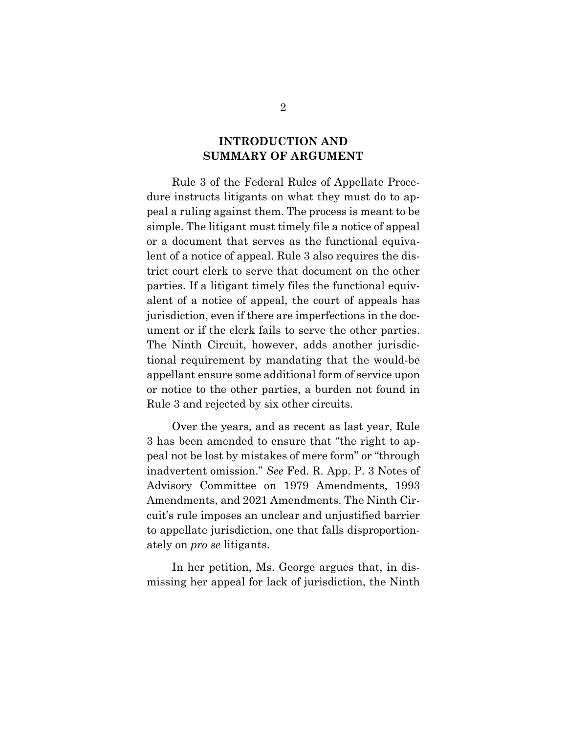## INTRODUCTION AND SUMMARY OF ARGUMENT

Rule 3 of the Federal Rules of Appellate Procedure instructs litigants on what they must do to appeal a ruling against them. The process is meant to be simple. The litigant must timely file a notice of appeal or a document that serves as the functional equivalent of a notice of appeal. Rule 3 also requires the district court clerk to serve that document on the other parties. If a litigant timely files the functional equivalent of a notice of appeal, the court of appeals has jurisdiction, even if there are imperfections in the document or if the clerk fails to serve the other parties. The Ninth Circuit, however, adds another jurisdictional requirement by mandating that the would-be appellant ensure some additional form of service upon or notice to the other parties, a burden not found in Rule 3 and rejected by six other circuits.

Over the years, and as recent as last year, Rule 3 has been amended to ensure that "the right to appeal not be lost by mistakes of mere form" or "through inadvertent omission." *See* Fed. R. App. P. 3 Notes of Advisory Committee on 1979 Amendments, 1993 Amendments, and 2021 Amendments. The Ninth Circuit's rule imposes an unclear and unjustified barrier to appellate jurisdiction, one that falls disproportionately on *pro se* litigants.

In her petition, Ms. George argues that, in dismissing her appeal for lack of jurisdiction, the Ninth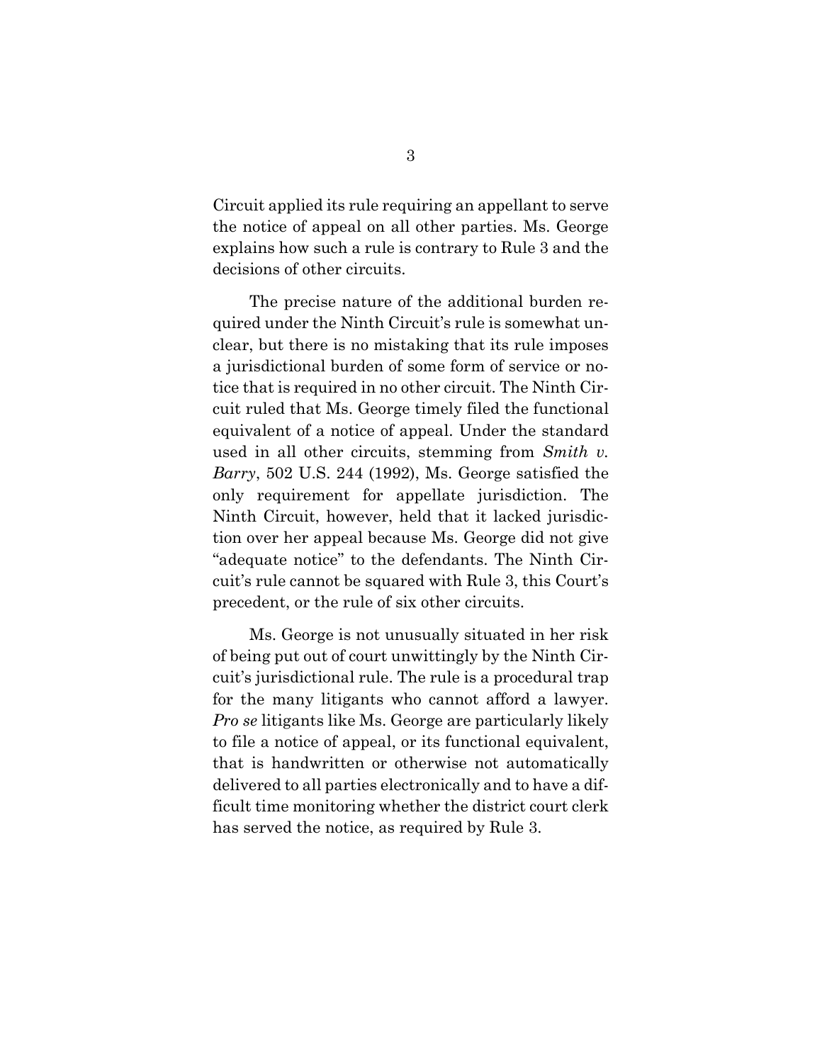Circuit applied its rule requiring an appellant to serve the notice of appeal on all other parties. Ms. George explains how such a rule is contrary to Rule 3 and the decisions of other circuits.

The precise nature of the additional burden required under the Ninth Circuit's rule is somewhat unclear, but there is no mistaking that its rule imposes a jurisdictional burden of some form of service or notice that is required in no other circuit. The Ninth Circuit ruled that Ms. George timely filed the functional equivalent of a notice of appeal. Under the standard used in all other circuits, stemming from *Smith v. Barry*, 502 U.S. 244 (1992), Ms. George satisfied the only requirement for appellate jurisdiction. The Ninth Circuit, however, held that it lacked jurisdiction over her appeal because Ms. George did not give "adequate notice" to the defendants. The Ninth Circuit's rule cannot be squared with Rule 3, this Court's precedent, or the rule of six other circuits.

Ms. George is not unusually situated in her risk of being put out of court unwittingly by the Ninth Circuit's jurisdictional rule. The rule is a procedural trap for the many litigants who cannot afford a lawyer. *Pro se* litigants like Ms. George are particularly likely to file a notice of appeal, or its functional equivalent, that is handwritten or otherwise not automatically delivered to all parties electronically and to have a difficult time monitoring whether the district court clerk has served the notice, as required by Rule 3.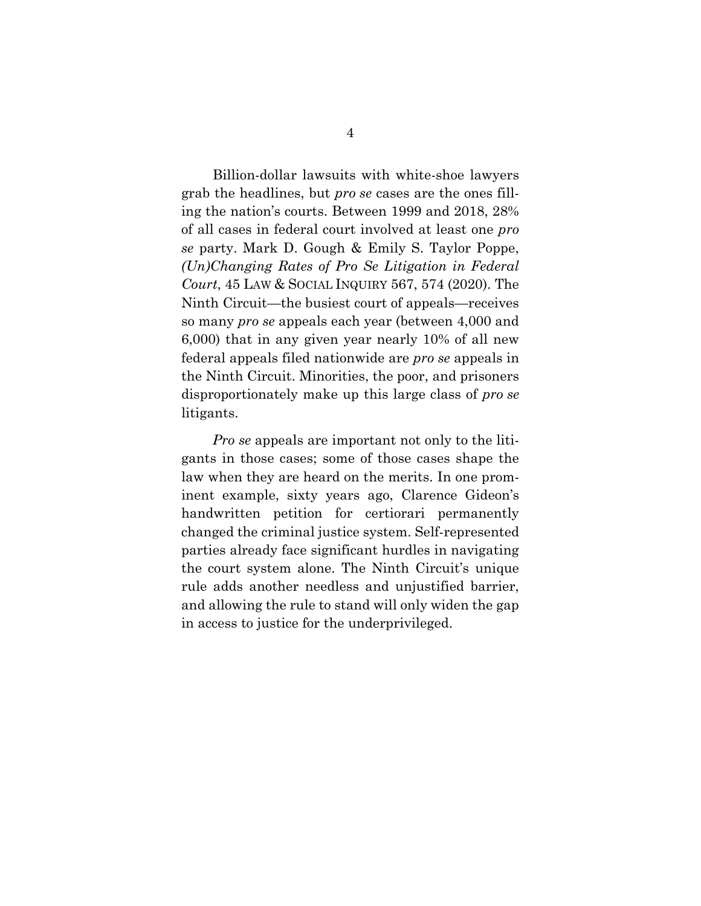Billion-dollar lawsuits with white-shoe lawyers grab the headlines, but *pro se* cases are the ones filling the nation's courts. Between 1999 and 2018, 28% of all cases in federal court involved at least one *pro se* party. Mark D. Gough & Emily S. Taylor Poppe, *(Un)Changing Rates of Pro Se Litigation in Federal Court*, 45 LAW & SOCIAL INQUIRY 567, 574 (2020). The Ninth Circuit—the busiest court of appeals—receives so many *pro se* appeals each year (between 4,000 and 6,000) that in any given year nearly 10% of all new federal appeals filed nationwide are *pro se* appeals in the Ninth Circuit. Minorities, the poor, and prisoners disproportionately make up this large class of *pro se* litigants.

*Pro se* appeals are important not only to the litigants in those cases; some of those cases shape the law when they are heard on the merits. In one prominent example, sixty years ago, Clarence Gideon's handwritten petition for certiorari permanently changed the criminal justice system. Self-represented parties already face significant hurdles in navigating the court system alone. The Ninth Circuit's unique rule adds another needless and unjustified barrier, and allowing the rule to stand will only widen the gap in access to justice for the underprivileged.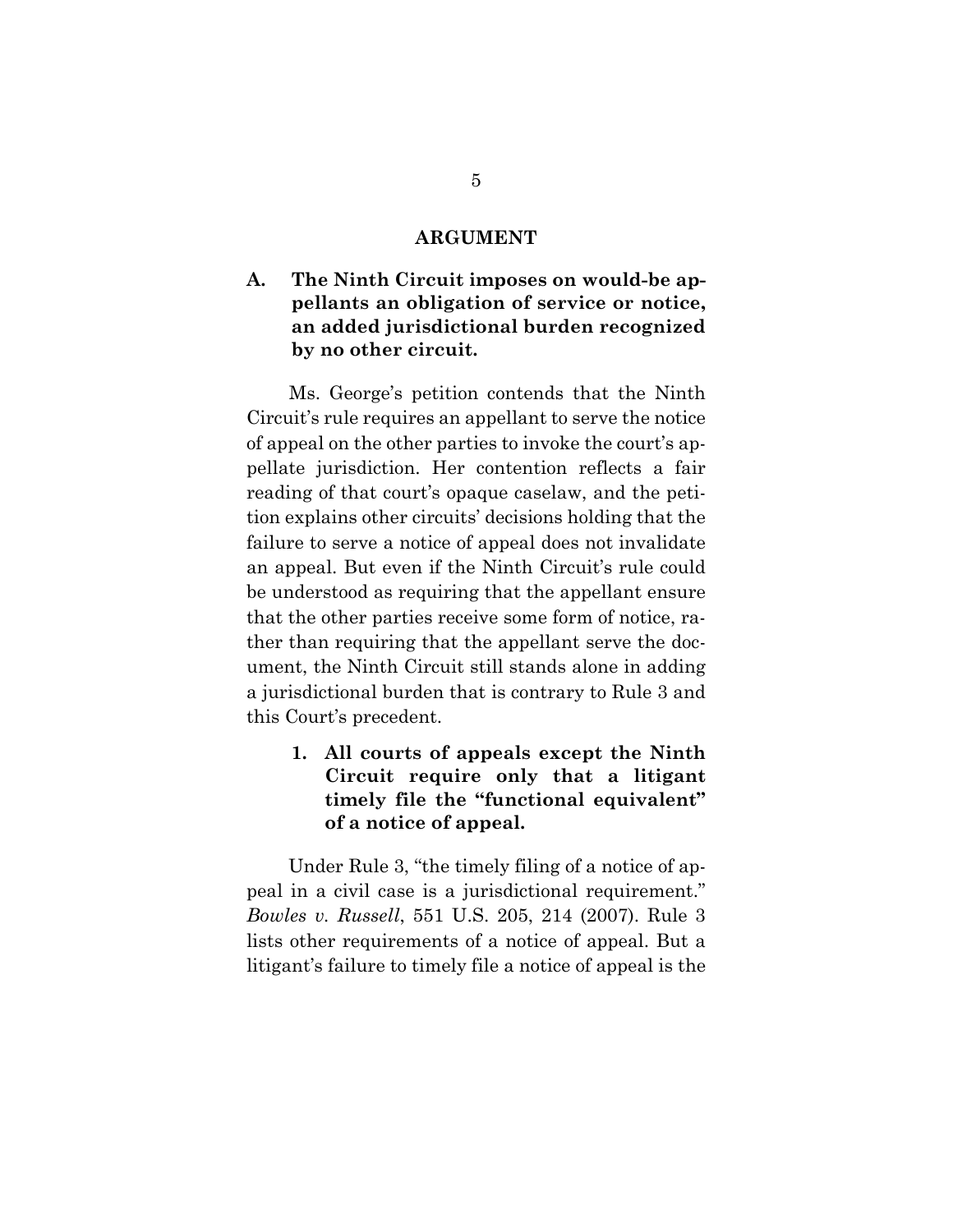# ARGUMENT

## A. The Ninth Circuit imposes on would-be appellants an obligation of service or notice, an added jurisdictional burden recognized by no other circuit.

Ms. George's petition contends that the Ninth Circuit's rule requires an appellant to serve the notice of appeal on the other parties to invoke the court's appellate jurisdiction. Her contention reflects a fair reading of that court's opaque caselaw, and the petition explains other circuits' decisions holding that the failure to serve a notice of appeal does not invalidate an appeal. But even if the Ninth Circuit's rule could be understood as requiring that the appellant ensure that the other parties receive some form of notice, rather than requiring that the appellant serve the document, the Ninth Circuit still stands alone in adding a jurisdictional burden that is contrary to Rule 3 and this Court's precedent.

### 1. All courts of appeals except the Ninth Circuit require only that a litigant timely file the "functional equivalent" of a notice of appeal.

Under Rule 3, "the timely filing of a notice of appeal in a civil case is a jurisdictional requirement." *Bowles v. Russell*, 551 U.S. 205, 214 (2007). Rule 3 lists other requirements of a notice of appeal. But a litigant's failure to timely file a notice of appeal is the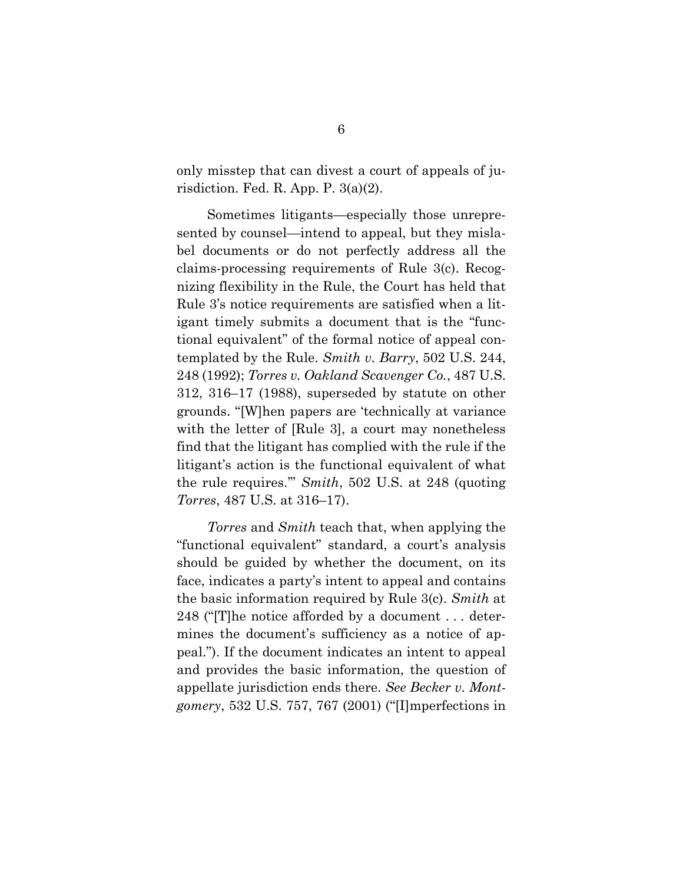only misstep that can divest a court of appeals of jurisdiction. Fed. R. App. P. 3(a)(2).

Sometimes litigants—especially those unrepresented by counsel—intend to appeal, but they mislabel documents or do not perfectly address all the claims-processing requirements of Rule 3(c). Recognizing flexibility in the Rule, the Court has held that Rule 3's notice requirements are satisfied when a litigant timely submits a document that is the "functional equivalent" of the formal notice of appeal contemplated by the Rule. *Smith v. Barry*, 502 U.S. 244, 248 (1992); *Torres v. Oakland Scavenger Co.*, 487 U.S. 312, 316–17 (1988), superseded by statute on other grounds. "[W]hen papers are 'technically at variance with the letter of [Rule 3], a court may nonetheless find that the litigant has complied with the rule if the litigant's action is the functional equivalent of what the rule requires.'" *Smith*, 502 U.S. at 248 (quoting *Torres*, 487 U.S. at 316–17).

*Torres* and *Smith* teach that, when applying the "functional equivalent" standard, a court's analysis should be guided by whether the document, on its face, indicates a party's intent to appeal and contains the basic information required by Rule 3(c). *Smith* at 248 ("[T]he notice afforded by a document . . . determines the document's sufficiency as a notice of appeal."). If the document indicates an intent to appeal and provides the basic information, the question of appellate jurisdiction ends there. *See Becker v. Montgomery*, 532 U.S. 757, 767 (2001) ("[I]mperfections in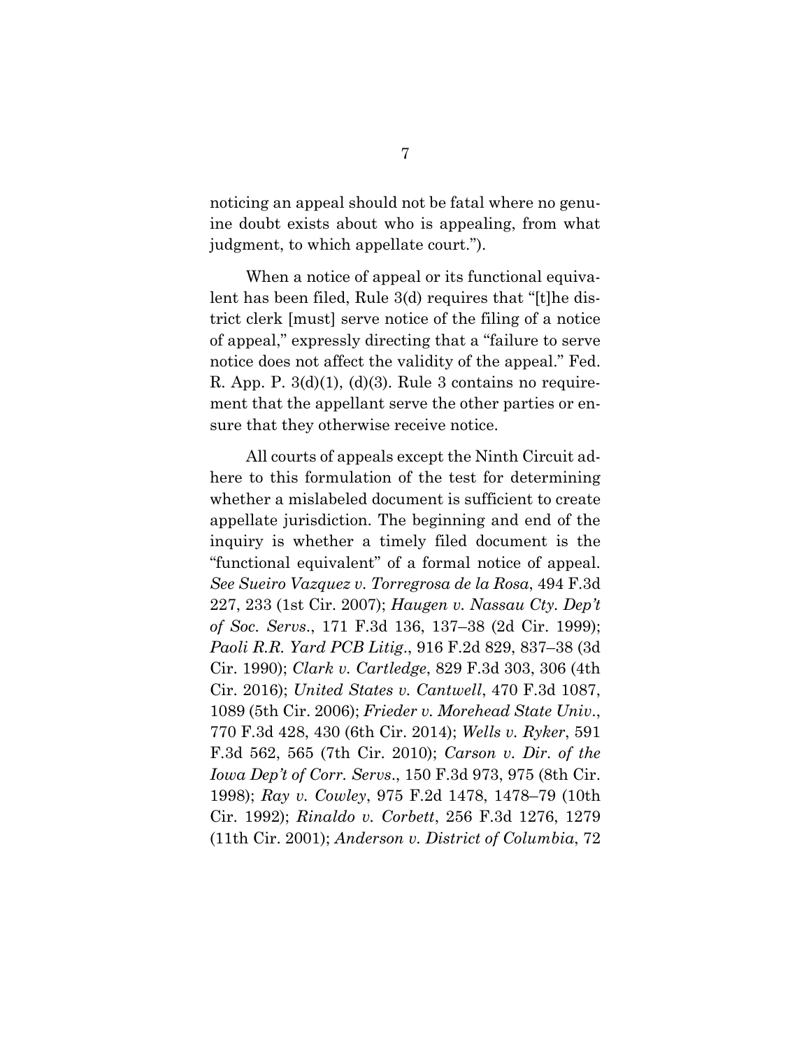noticing an appeal should not be fatal where no genuine doubt exists about who is appealing, from what judgment, to which appellate court.").

When a notice of appeal or its functional equivalent has been filed, Rule 3(d) requires that "[t]he district clerk [must] serve notice of the filing of a notice of appeal," expressly directing that a "failure to serve notice does not affect the validity of the appeal." Fed. R. App. P. 3(d)(1), (d)(3). Rule 3 contains no requirement that the appellant serve the other parties or ensure that they otherwise receive notice.

All courts of appeals except the Ninth Circuit adhere to this formulation of the test for determining whether a mislabeled document is sufficient to create appellate jurisdiction. The beginning and end of the inquiry is whether a timely filed document is the "functional equivalent" of a formal notice of appeal. *See Sueiro Vazquez v. Torregrosa de la Rosa*, 494 F.3d 227, 233 (1st Cir. 2007); *Haugen v. Nassau Cty. Dep't of Soc. Servs.*, 171 F.3d 136, 137–38 (2d Cir. 1999); *Paoli R.R. Yard PCB Litig.*, 916 F.2d 829, 837–38 (3d Cir. 1990); *Clark v. Cartledge*, 829 F.3d 303, 306 (4th Cir. 2016); *United States v. Cantwell*, 470 F.3d 1087, 1089 (5th Cir. 2006); *Frieder v. Morehead State Univ.*, 770 F.3d 428, 430 (6th Cir. 2014); *Wells v. Ryker*, 591 F.3d 562, 565 (7th Cir. 2010); *Carson v. Dir. of the Iowa Dep't of Corr. Servs.*, 150 F.3d 973, 975 (8th Cir. 1998); *Ray v. Cowley*, 975 F.2d 1478, 1478–79 (10th Cir. 1992); *Rinaldo v. Corbett*, 256 F.3d 1276, 1279 (11th Cir. 2001); *Anderson v. District of Columbia*, 72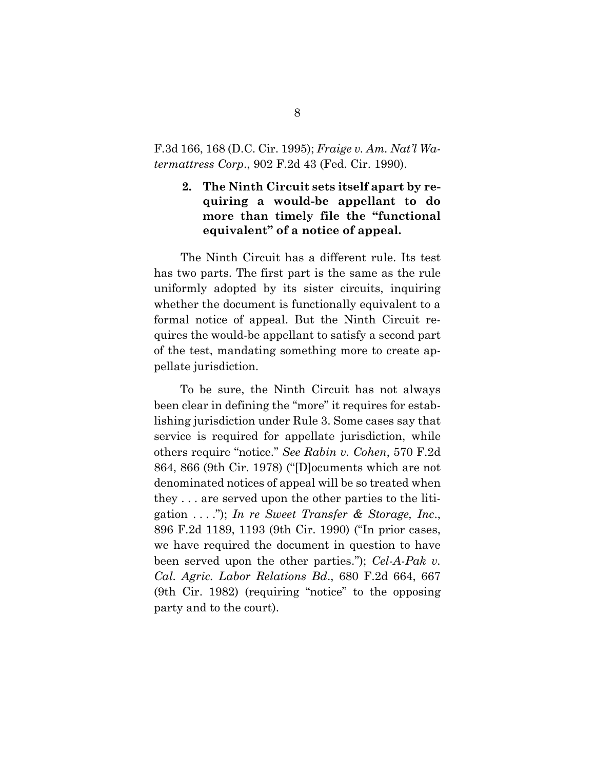F.3d 166, 168 (D.C. Cir. 1995); *Fraige v. Am. Nat'l Watermattress Corp*., 902 F.2d 43 (Fed. Cir. 1990).

### 2. The Ninth Circuit sets itself apart by requiring a would-be appellant to do more than timely file the "functional equivalent" of a notice of appeal.

The Ninth Circuit has a different rule. Its test has two parts. The first part is the same as the rule uniformly adopted by its sister circuits, inquiring whether the document is functionally equivalent to a formal notice of appeal. But the Ninth Circuit requires the would-be appellant to satisfy a second part of the test, mandating something more to create appellate jurisdiction.

To be sure, the Ninth Circuit has not always been clear in defining the "more" it requires for establishing jurisdiction under Rule 3. Some cases say that service is required for appellate jurisdiction, while others require "notice." *See Rabin v. Cohen*, 570 F.2d 864, 866 (9th Cir. 1978) ("[D]ocuments which are not denominated notices of appeal will be so treated when they . . . are served upon the other parties to the litigation . . . ."); *In re Sweet Transfer & Storage, Inc*., 896 F.2d 1189, 1193 (9th Cir. 1990) ("In prior cases, we have required the document in question to have been served upon the other parties."); *Cel-A-Pak v. Cal. Agric. Labor Relations Bd*., 680 F.2d 664, 667 (9th Cir. 1982) (requiring "notice" to the opposing party and to the court).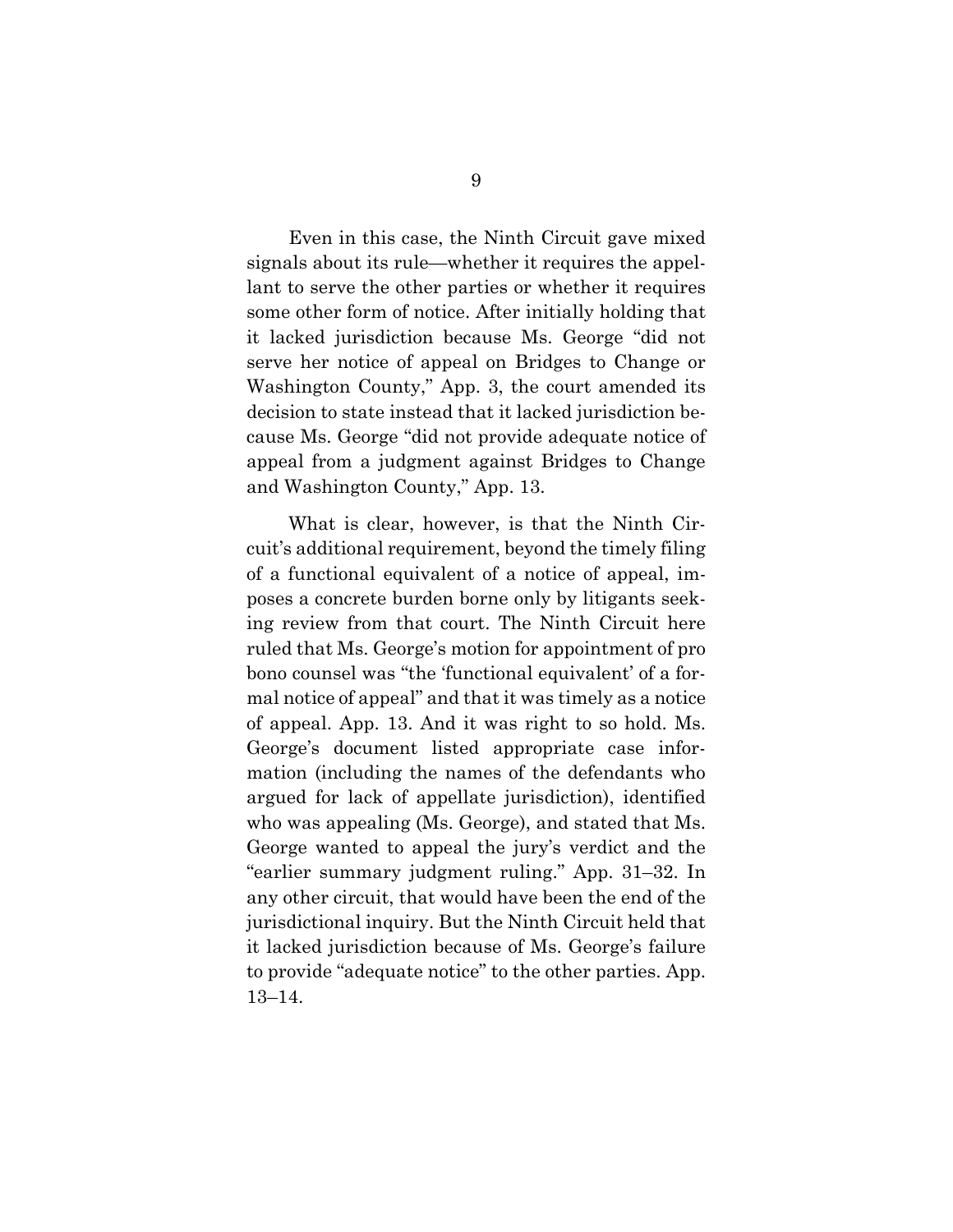Even in this case, the Ninth Circuit gave mixed signals about its rule—whether it requires the appellant to serve the other parties or whether it requires some other form of notice. After initially holding that it lacked jurisdiction because Ms. George "did not serve her notice of appeal on Bridges to Change or Washington County," App. 3, the court amended its decision to state instead that it lacked jurisdiction because Ms. George "did not provide adequate notice of appeal from a judgment against Bridges to Change and Washington County," App. 13.

What is clear, however, is that the Ninth Circuit's additional requirement, beyond the timely filing of a functional equivalent of a notice of appeal, imposes a concrete burden borne only by litigants seeking review from that court. The Ninth Circuit here ruled that Ms. George's motion for appointment of pro bono counsel was "the 'functional equivalent' of a formal notice of appeal" and that it was timely as a notice of appeal. App. 13. And it was right to so hold. Ms. George's document listed appropriate case information (including the names of the defendants who argued for lack of appellate jurisdiction), identified who was appealing (Ms. George), and stated that Ms. George wanted to appeal the jury's verdict and the "earlier summary judgment ruling." App. 31–32. In any other circuit, that would have been the end of the jurisdictional inquiry. But the Ninth Circuit held that it lacked jurisdiction because of Ms. George's failure to provide "adequate notice" to the other parties. App. 13–14.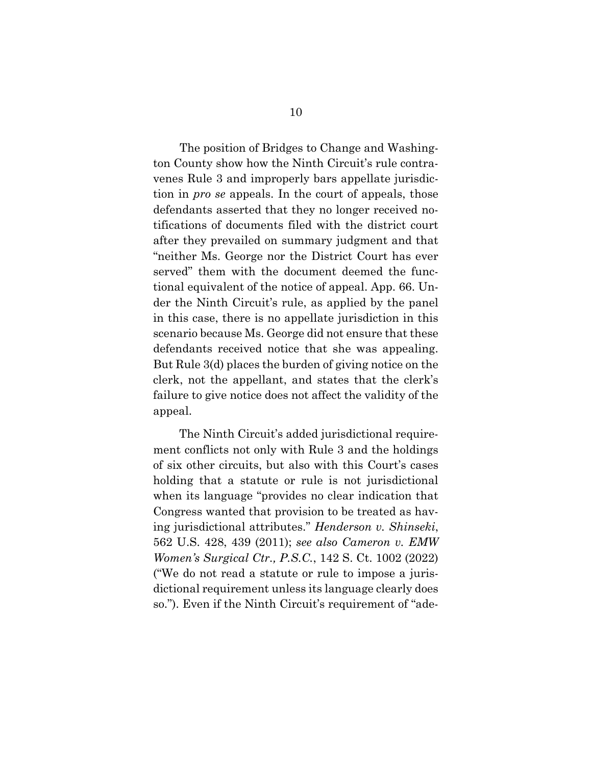The position of Bridges to Change and Washington County show how the Ninth Circuit's rule contravenes Rule 3 and improperly bars appellate jurisdiction in *pro se* appeals. In the court of appeals, those defendants asserted that they no longer received notifications of documents filed with the district court after they prevailed on summary judgment and that "neither Ms. George nor the District Court has ever served" them with the document deemed the functional equivalent of the notice of appeal. App. 66. Under the Ninth Circuit's rule, as applied by the panel in this case, there is no appellate jurisdiction in this scenario because Ms. George did not ensure that these defendants received notice that she was appealing. But Rule 3(d) places the burden of giving notice on the clerk, not the appellant, and states that the clerk's failure to give notice does not affect the validity of the appeal.

The Ninth Circuit's added jurisdictional requirement conflicts not only with Rule 3 and the holdings of six other circuits, but also with this Court's cases holding that a statute or rule is not jurisdictional when its language "provides no clear indication that Congress wanted that provision to be treated as having jurisdictional attributes." *Henderson v. Shinseki*, 562 U.S. 428, 439 (2011); *see also Cameron v. EMW Women's Surgical Ctr., P.S.C.*, 142 S. Ct. 1002 (2022) ("We do not read a statute or rule to impose a jurisdictional requirement unless its language clearly does so."). Even if the Ninth Circuit's requirement of "ade-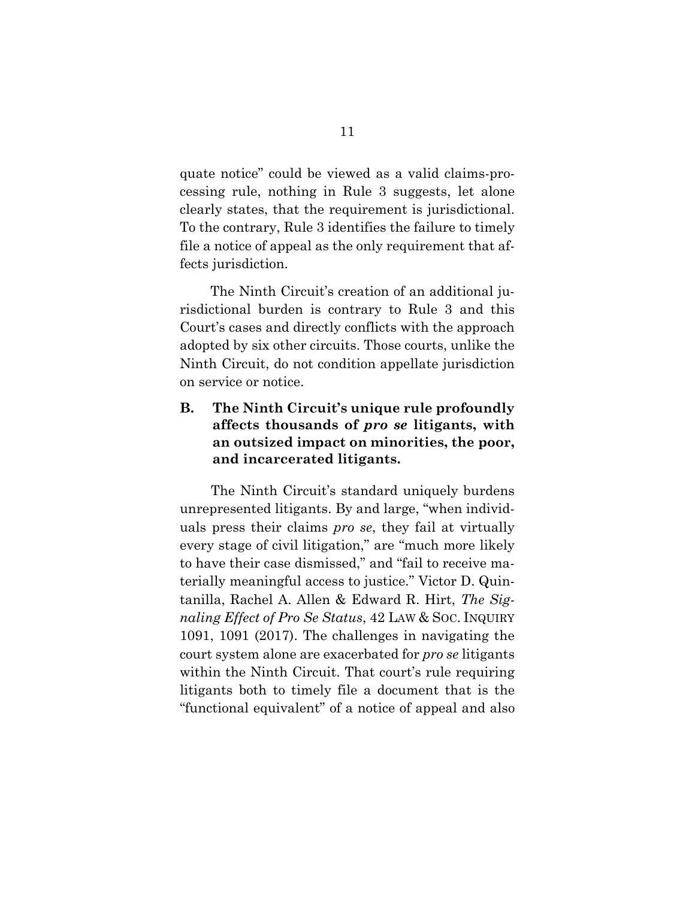quate notice" could be viewed as a valid claims-processing rule, nothing in Rule 3 suggests, let alone clearly states, that the requirement is jurisdictional. To the contrary, Rule 3 identifies the failure to timely file a notice of appeal as the only requirement that affects jurisdiction.

The Ninth Circuit's creation of an additional jurisdictional burden is contrary to Rule 3 and this Court's cases and directly conflicts with the approach adopted by six other circuits. Those courts, unlike the Ninth Circuit, do not condition appellate jurisdiction on service or notice.

### B. The Ninth Circuit's unique rule profoundly affects thousands of *pro se* litigants, with an outsized impact on minorities, the poor, and incarcerated litigants.

The Ninth Circuit's standard uniquely burdens unrepresented litigants. By and large, "when individuals press their claims *pro se*, they fail at virtually every stage of civil litigation," are "much more likely to have their case dismissed," and "fail to receive materially meaningful access to justice." Victor D. Quintanilla, Rachel A. Allen & Edward R. Hirt, *The Signaling Effect of Pro Se Status*, 42 LAW & SOC. INQUIRY 1091, 1091 (2017). The challenges in navigating the court system alone are exacerbated for *pro se* litigants within the Ninth Circuit. That court's rule requiring litigants both to timely file a document that is the "functional equivalent" of a notice of appeal and also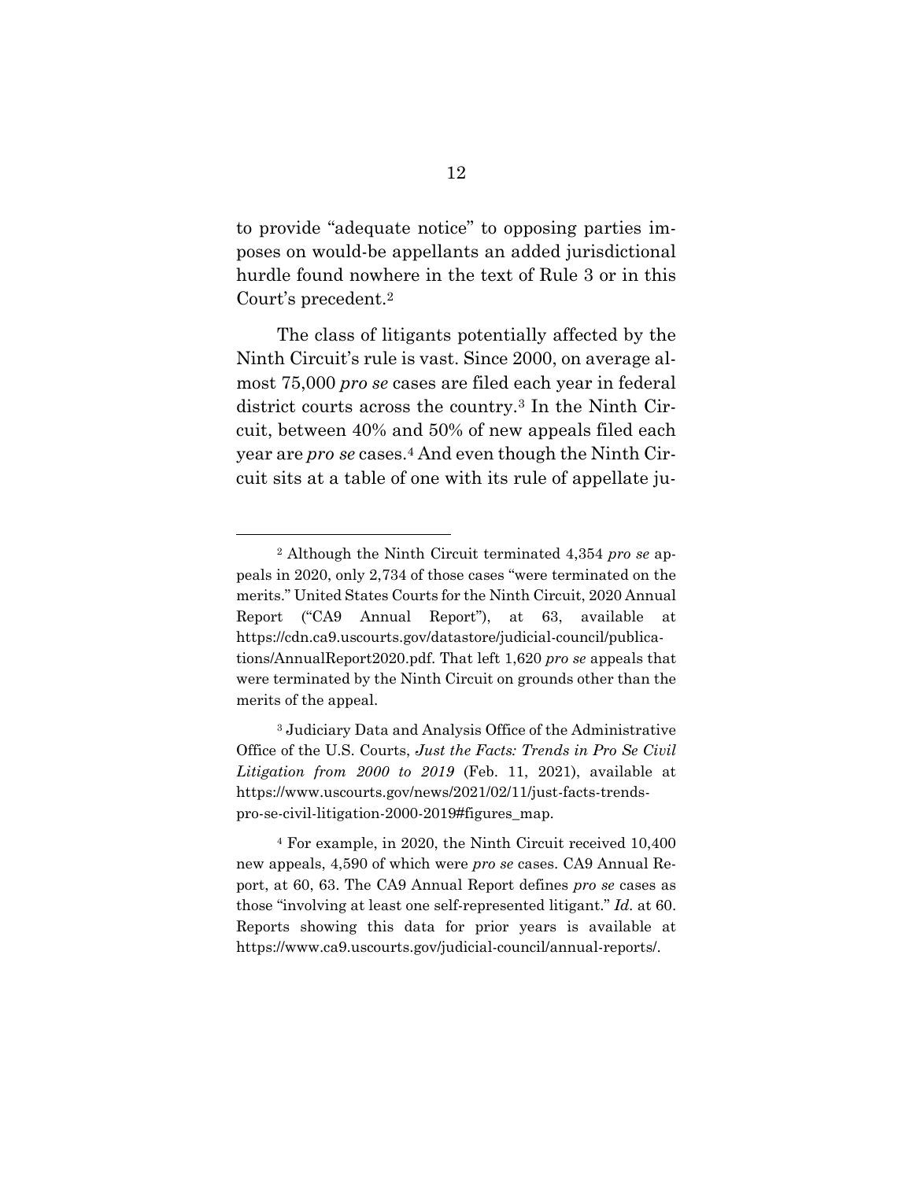to provide "adequate notice" to opposing parties imposes on would-be appellants an added jurisdictional hurdle found nowhere in the text of Rule 3 or in this Court's precedent.[2]

The class of litigants potentially affected by the Ninth Circuit's rule is vast. Since 2000, on average almost 75,000 *pro se* cases are filed each year in federal district courts across the country.[3] In the Ninth Circuit, between 40% and 50% of new appeals filed each year are *pro se* cases.[4] And even though the Ninth Circuit sits at a table of one with its rule of appellate ju-

---

[2] Although the Ninth Circuit terminated 4,354 *pro se* appeals in 2020, only 2,734 of those cases "were terminated on the merits." United States Courts for the Ninth Circuit, 2020 Annual Report ("CA9 Annual Report"), at 63, available at https://cdn.ca9.uscourts.gov/datastore/judicial-council/publications/AnnualReport2020.pdf. That left 1,620 *pro se* appeals that were terminated by the Ninth Circuit on grounds other than the merits of the appeal.

[3] Judiciary Data and Analysis Office of the Administrative Office of the U.S. Courts, *Just the Facts: Trends in Pro Se Civil Litigation from 2000 to 2019* (Feb. 11, 2021), available at https://www.uscourts.gov/news/2021/02/11/just-facts-trends-pro-se-civil-litigation-2000-2019#figures_map.

[4] For example, in 2020, the Ninth Circuit received 10,400 new appeals, 4,590 of which were *pro se* cases. CA9 Annual Report, at 60, 63. The CA9 Annual Report defines *pro se* cases as those "involving at least one self-represented litigant." *Id.* at 60. Reports showing this data for prior years is available at https://www.ca9.uscourts.gov/judicial-council/annual-reports/.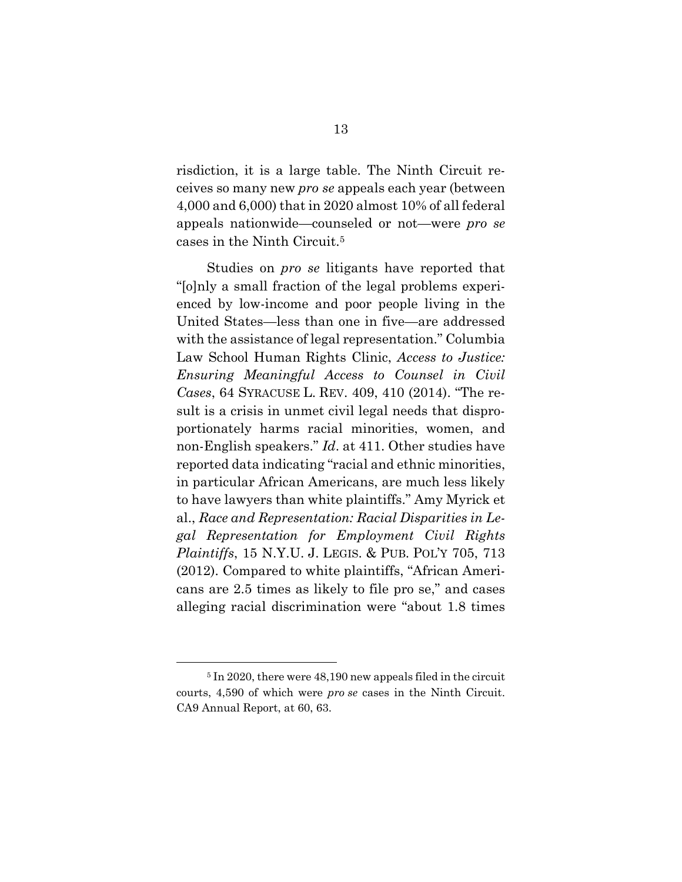risdiction, it is a large table. The Ninth Circuit receives so many new *pro se* appeals each year (between 4,000 and 6,000) that in 2020 almost 10% of all federal appeals nationwide—counseled or not—were *pro se* cases in the Ninth Circuit.[5]

Studies on *pro se* litigants have reported that "[o]nly a small fraction of the legal problems experienced by low-income and poor people living in the United States—less than one in five—are addressed with the assistance of legal representation." Columbia Law School Human Rights Clinic, *Access to Justice: Ensuring Meaningful Access to Counsel in Civil Cases*, 64 SYRACUSE L. REV. 409, 410 (2014). "The result is a crisis in unmet civil legal needs that disproportionately harms racial minorities, women, and non-English speakers." *Id*. at 411. Other studies have reported data indicating "racial and ethnic minorities, in particular African Americans, are much less likely to have lawyers than white plaintiffs." Amy Myrick et al., *Race and Representation: Racial Disparities in Legal Representation for Employment Civil Rights Plaintiffs*, 15 N.Y.U. J. LEGIS. & PUB. POL'Y 705, 713 (2012). Compared to white plaintiffs, "African Americans are 2.5 times as likely to file pro se," and cases alleging racial discrimination were "about 1.8 times

---

[5] In 2020, there were 48,190 new appeals filed in the circuit courts, 4,590 of which were *pro se* cases in the Ninth Circuit. CA9 Annual Report, at 60, 63.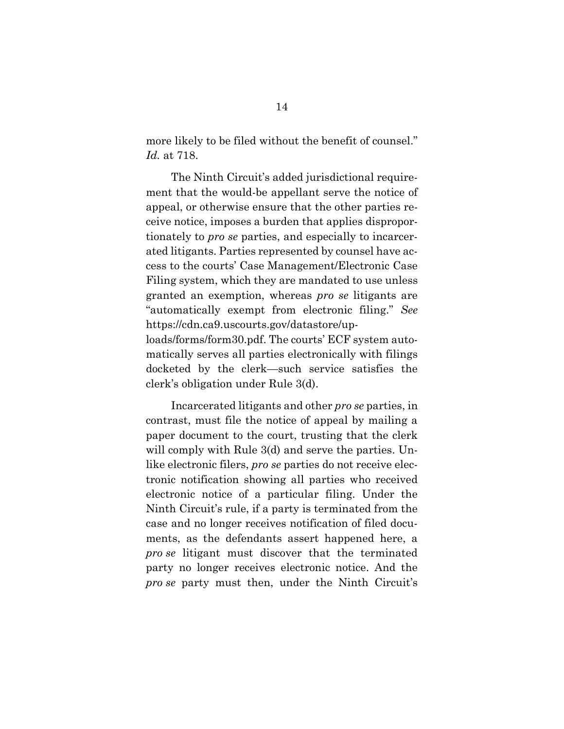more likely to be filed without the benefit of counsel." *Id.* at 718.

The Ninth Circuit's added jurisdictional requirement that the would-be appellant serve the notice of appeal, or otherwise ensure that the other parties receive notice, imposes a burden that applies disproportionately to *pro se* parties, and especially to incarcerated litigants. Parties represented by counsel have access to the courts' Case Management/Electronic Case Filing system, which they are mandated to use unless granted an exemption, whereas *pro se* litigants are "automatically exempt from electronic filing." *See* https://cdn.ca9.uscourts.gov/datastore/uploads/forms/form30.pdf. The courts' ECF system automatically serves all parties electronically with filings docketed by the clerk—such service satisfies the clerk's obligation under Rule 3(d).

Incarcerated litigants and other *pro se* parties, in contrast, must file the notice of appeal by mailing a paper document to the court, trusting that the clerk will comply with Rule 3(d) and serve the parties. Unlike electronic filers, *pro se* parties do not receive electronic notification showing all parties who received electronic notice of a particular filing. Under the Ninth Circuit's rule, if a party is terminated from the case and no longer receives notification of filed documents, as the defendants assert happened here, a *pro se* litigant must discover that the terminated party no longer receives electronic notice. And the *pro se* party must then, under the Ninth Circuit's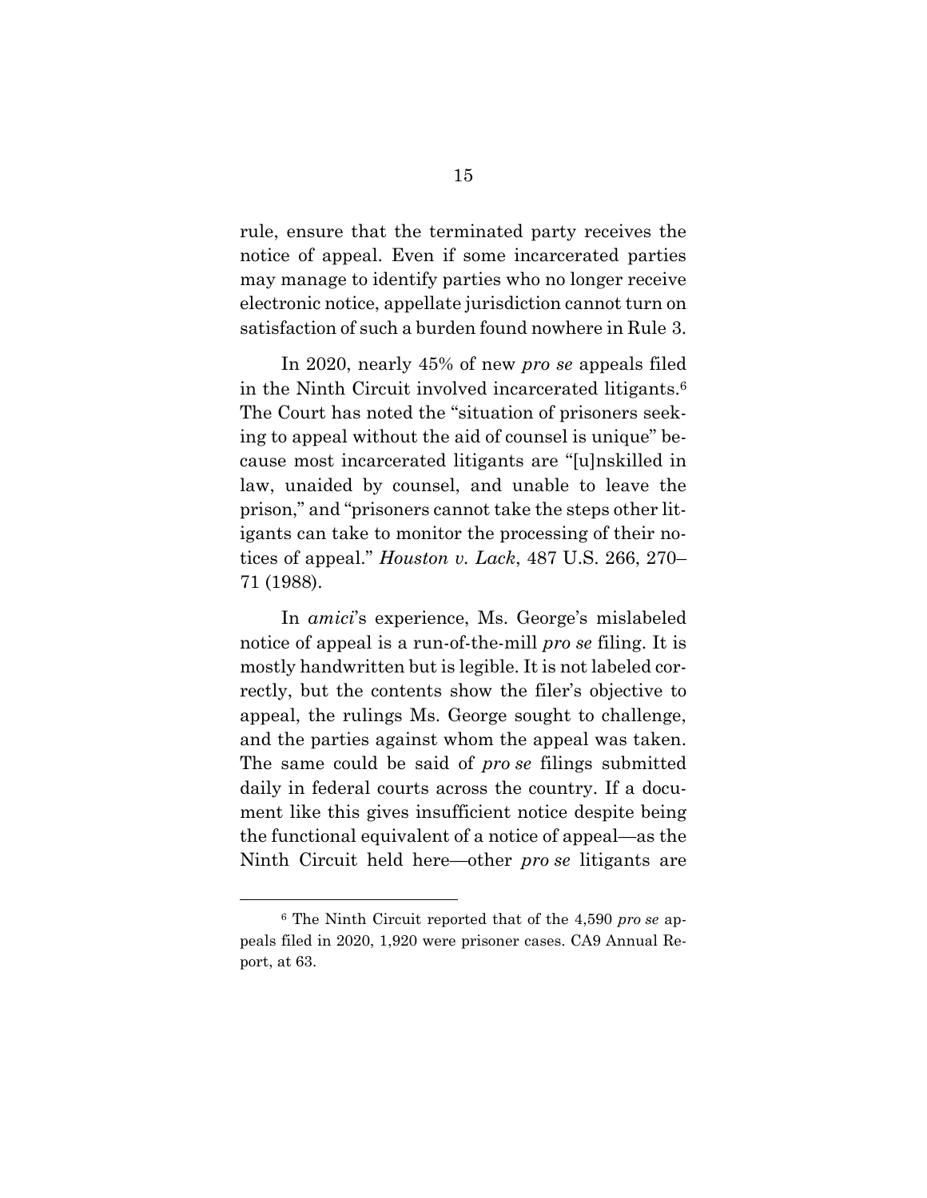rule, ensure that the terminated party receives the notice of appeal. Even if some incarcerated parties may manage to identify parties who no longer receive electronic notice, appellate jurisdiction cannot turn on satisfaction of such a burden found nowhere in Rule 3.

In 2020, nearly 45% of new *pro se* appeals filed in the Ninth Circuit involved incarcerated litigants.[6] The Court has noted the "situation of prisoners seeking to appeal without the aid of counsel is unique" because most incarcerated litigants are "[u]nskilled in law, unaided by counsel, and unable to leave the prison," and "prisoners cannot take the steps other litigants can take to monitor the processing of their notices of appeal." *Houston v. Lack*, 487 U.S. 266, 270–71 (1988).

In *amici*'s experience, Ms. George's mislabeled notice of appeal is a run-of-the-mill *pro se* filing. It is mostly handwritten but is legible. It is not labeled correctly, but the contents show the filer's objective to appeal, the rulings Ms. George sought to challenge, and the parties against whom the appeal was taken. The same could be said of *pro se* filings submitted daily in federal courts across the country. If a document like this gives insufficient notice despite being the functional equivalent of a notice of appeal—as the Ninth Circuit held here—other *pro se* litigants are

---

[6] The Ninth Circuit reported that of the 4,590 *pro se* appeals filed in 2020, 1,920 were prisoner cases. CA9 Annual Report, at 63.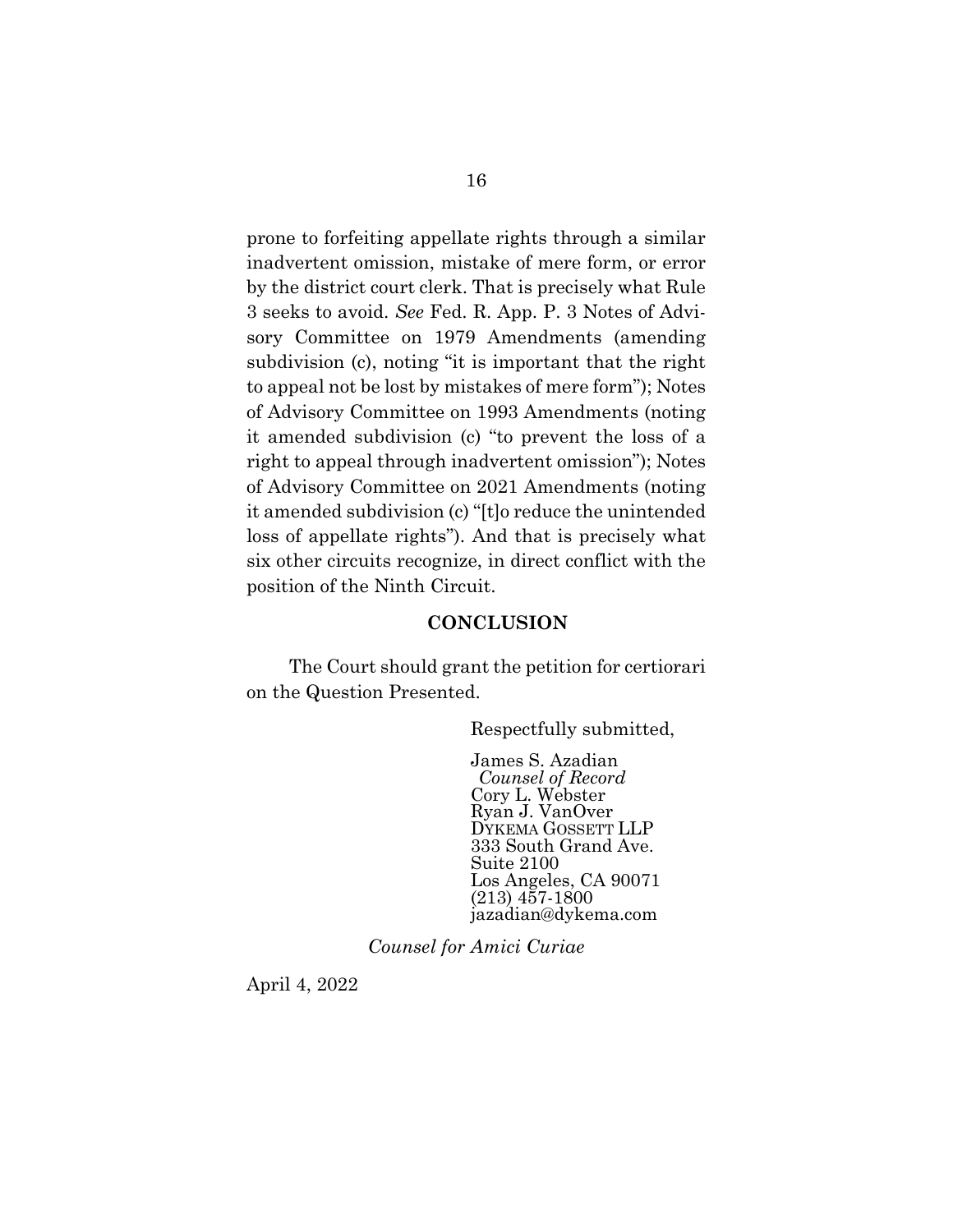prone to forfeiting appellate rights through a similar inadvertent omission, mistake of mere form, or error by the district court clerk. That is precisely what Rule 3 seeks to avoid. *See* Fed. R. App. P. 3 Notes of Advisory Committee on 1979 Amendments (amending subdivision (c), noting "it is important that the right to appeal not be lost by mistakes of mere form"); Notes of Advisory Committee on 1993 Amendments (noting it amended subdivision (c) "to prevent the loss of a right to appeal through inadvertent omission"); Notes of Advisory Committee on 2021 Amendments (noting it amended subdivision (c) "[t]o reduce the unintended loss of appellate rights"). And that is precisely what six other circuits recognize, in direct conflict with the position of the Ninth Circuit.

## CONCLUSION

The Court should grant the petition for certiorari on the Question Presented.

Respectfully submitted,

James S. Azadian
*Counsel of Record*
Cory L. Webster
Ryan J. VanOver
DYKEMA GOSSETT LLP
333 South Grand Ave.
Suite 2100
Los Angeles, CA 90071
(213) 457-1800
jazadian@dykema.com

*Counsel for Amici Curiae*

April 4, 2022